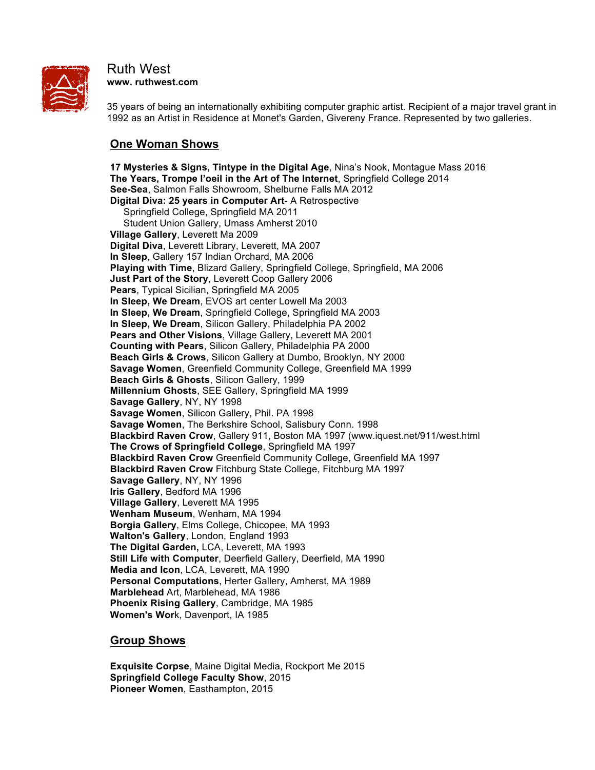# Ruth West

**www. ruthwest.com**

35 years of being an internationally exhibiting computer graphic artist. Recipient of a major travel grant in 1992 as an Artist in Residence at Monet's Garden, Givereny France. Represented by two galleries.

## One Woman Shows

**17 Mysteries & Signs, Tintype in the Digital Age**, Nina's Nook, Montague Mass 2016
**The Years, Trompe l'oeil in the Art of The Internet**, Springfield College 2014
**See-Sea**, Salmon Falls Showroom, Shelburne Falls MA 2012
**Digital Diva: 25 years in Computer Art**- A Retrospective
  Springfield College, Springfield MA 2011
  Student Union Gallery, Umass Amherst 2010
**Village Gallery**, Leverett Ma 2009
**Digital Diva**, Leverett Library, Leverett, MA 2007
**In Sleep**, Gallery 157 Indian Orchard, MA 2006
**Playing with Time**, Blizard Gallery, Springfield College, Springfield, MA 2006
**Just Part of the Story**, Leverett Coop Gallery 2006
**Pears**, Typical Sicilian, Springfield MA 2005
**In Sleep, We Dream**, EVOS art center Lowell Ma 2003
**In Sleep, We Dream**, Springfield College, Springfield MA 2003
**In Sleep, We Dream**, Silicon Gallery, Philadelphia PA 2002
**Pears and Other Visions**, Village Gallery, Leverett MA 2001
**Counting with Pears**, Silicon Gallery, Philadelphia PA 2000
**Beach Girls & Crows**, Silicon Gallery at Dumbo, Brooklyn, NY 2000
**Savage Women**, Greenfield Community College, Greenfield MA 1999
**Beach Girls & Ghosts**, Silicon Gallery, 1999
**Millennium Ghosts**, SEE Gallery, Springfield MA 1999
**Savage Gallery**, NY, NY 1998
**Savage Women**, Silicon Gallery, Phil. PA 1998
**Savage Women**, The Berkshire School, Salisbury Conn. 1998
**Blackbird Raven Crow**, Gallery 911, Boston MA 1997 (www.iquest.net/911/west.html
**The Crows of Springfield College**, Springfield MA 1997
**Blackbird Raven Crow** Greenfield Community College, Greenfield MA 1997
**Blackbird Raven Crow** Fitchburg State College, Fitchburg MA 1997
**Savage Gallery**, NY, NY 1996
**Iris Gallery**, Bedford MA 1996
**Village Gallery**, Leverett MA 1995
**Wenham Museum**, Wenham, MA 1994
**Borgia Gallery**, Elms College, Chicopee, MA 1993
**Walton's Gallery**, London, England 1993
**The Digital Garden,** LCA, Leverett, MA 1993
**Still Life with Computer**, Deerfield Gallery, Deerfield, MA 1990
**Media and Icon**, LCA, Leverett, MA 1990
**Personal Computations**, Herter Gallery, Amherst, MA 1989
**Marblehead** Art, Marblehead, MA 1986
**Phoenix Rising Gallery**, Cambridge, MA 1985
**Women's Wor**k, Davenport, IA 1985

## Group Shows

**Exquisite Corpse**, Maine Digital Media, Rockport Me 2015
**Springfield College Faculty Show**, 2015
**Pioneer Women**, Easthampton, 2015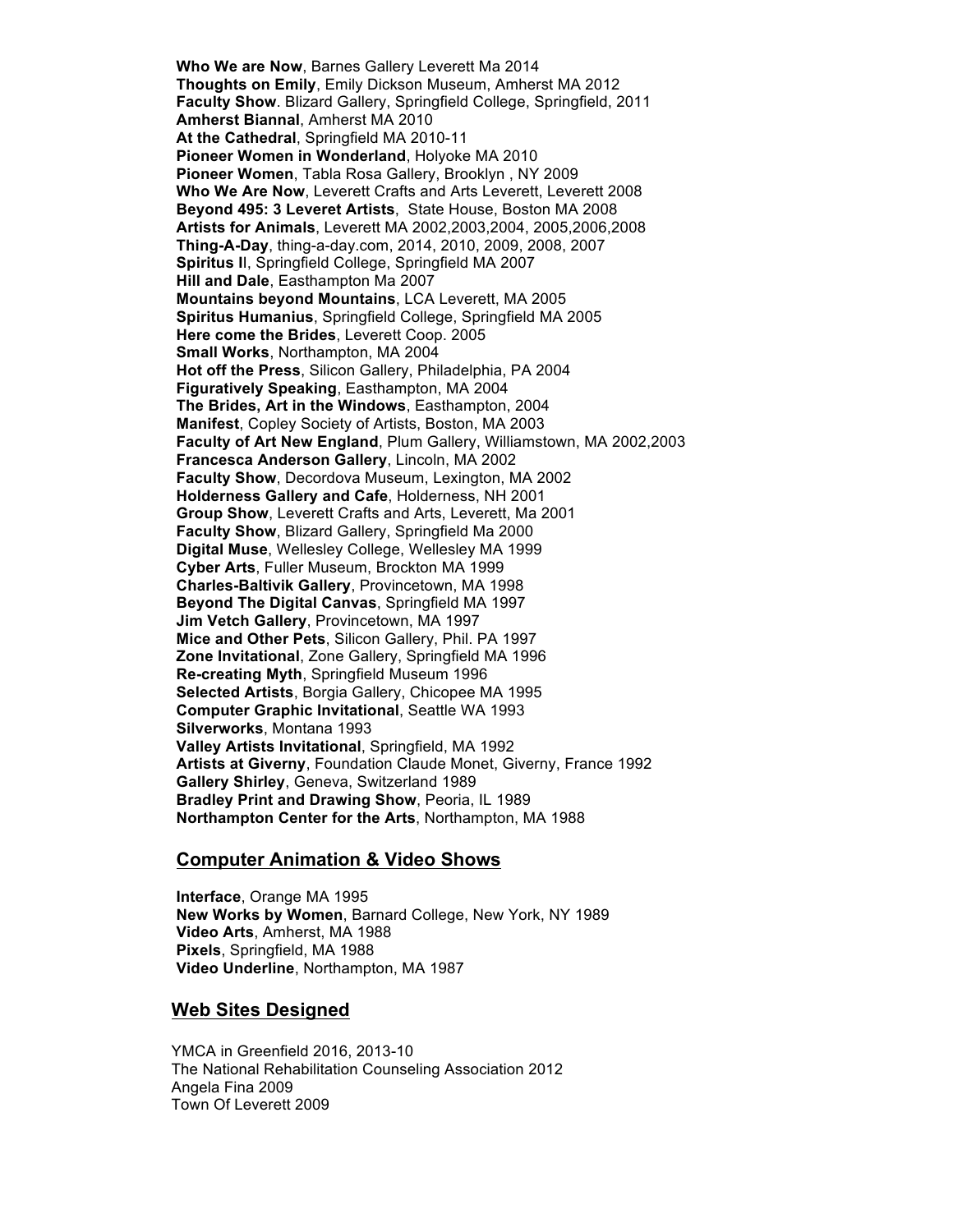**Who We are Now**, Barnes Gallery Leverett Ma 2014
**Thoughts on Emily**, Emily Dickson Museum, Amherst MA 2012
**Faculty Show**. Blizard Gallery, Springfield College, Springfield, 2011
**Amherst Biannal**, Amherst MA 2010
**At the Cathedral**, Springfield MA 2010-11
**Pioneer Women in Wonderland**, Holyoke MA 2010
**Pioneer Women**, Tabla Rosa Gallery, Brooklyn , NY 2009
**Who We Are Now**, Leverett Crafts and Arts Leverett, Leverett 2008
**Beyond 495: 3 Leveret Artists**, State House, Boston MA 2008
**Artists for Animals**, Leverett MA 2002,2003,2004, 2005,2006,2008
**Thing-A-Day**, thing-a-day.com, 2014, 2010, 2009, 2008, 2007
**Spiritus I**I, Springfield College, Springfield MA 2007
**Hill and Dale**, Easthampton Ma 2007
**Mountains beyond Mountains**, LCA Leverett, MA 2005
**Spiritus Humanius**, Springfield College, Springfield MA 2005
**Here come the Brides**, Leverett Coop. 2005
**Small Works**, Northampton, MA 2004
**Hot off the Press**, Silicon Gallery, Philadelphia, PA 2004
**Figuratively Speaking**, Easthampton, MA 2004
**The Brides, Art in the Windows**, Easthampton, 2004
**Manifest**, Copley Society of Artists, Boston, MA 2003
**Faculty of Art New England**, Plum Gallery, Williamstown, MA 2002,2003
**Francesca Anderson Gallery**, Lincoln, MA 2002
**Faculty Show**, Decordova Museum, Lexington, MA 2002
**Holderness Gallery and Cafe**, Holderness, NH 2001
**Group Show**, Leverett Crafts and Arts, Leverett, Ma 2001
**Faculty Show**, Blizard Gallery, Springfield Ma 2000
**Digital Muse**, Wellesley College, Wellesley MA 1999
**Cyber Arts**, Fuller Museum, Brockton MA 1999
**Charles-Baltivik Gallery**, Provincetown, MA 1998
**Beyond The Digital Canvas**, Springfield MA 1997
**Jim Vetch Gallery**, Provincetown, MA 1997
**Mice and Other Pets**, Silicon Gallery, Phil. PA 1997
**Zone Invitational**, Zone Gallery, Springfield MA 1996
**Re-creating Myth**, Springfield Museum 1996
**Selected Artists**, Borgia Gallery, Chicopee MA 1995
**Computer Graphic Invitational**, Seattle WA 1993
**Silverworks**, Montana 1993
**Valley Artists Invitational**, Springfield, MA 1992
**Artists at Giverny**, Foundation Claude Monet, Giverny, France 1992
**Gallery Shirley**, Geneva, Switzerland 1989
**Bradley Print and Drawing Show**, Peoria, IL 1989
**Northampton Center for the Arts**, Northampton, MA 1988

## Computer Animation & Video Shows

**Interface**, Orange MA 1995
**New Works by Women**, Barnard College, New York, NY 1989
**Video Arts**, Amherst, MA 1988
**Pixels**, Springfield, MA 1988
**Video Underline**, Northampton, MA 1987

## Web Sites Designed

YMCA in Greenfield 2016, 2013-10
The National Rehabilitation Counseling Association 2012
Angela Fina 2009
Town Of Leverett 2009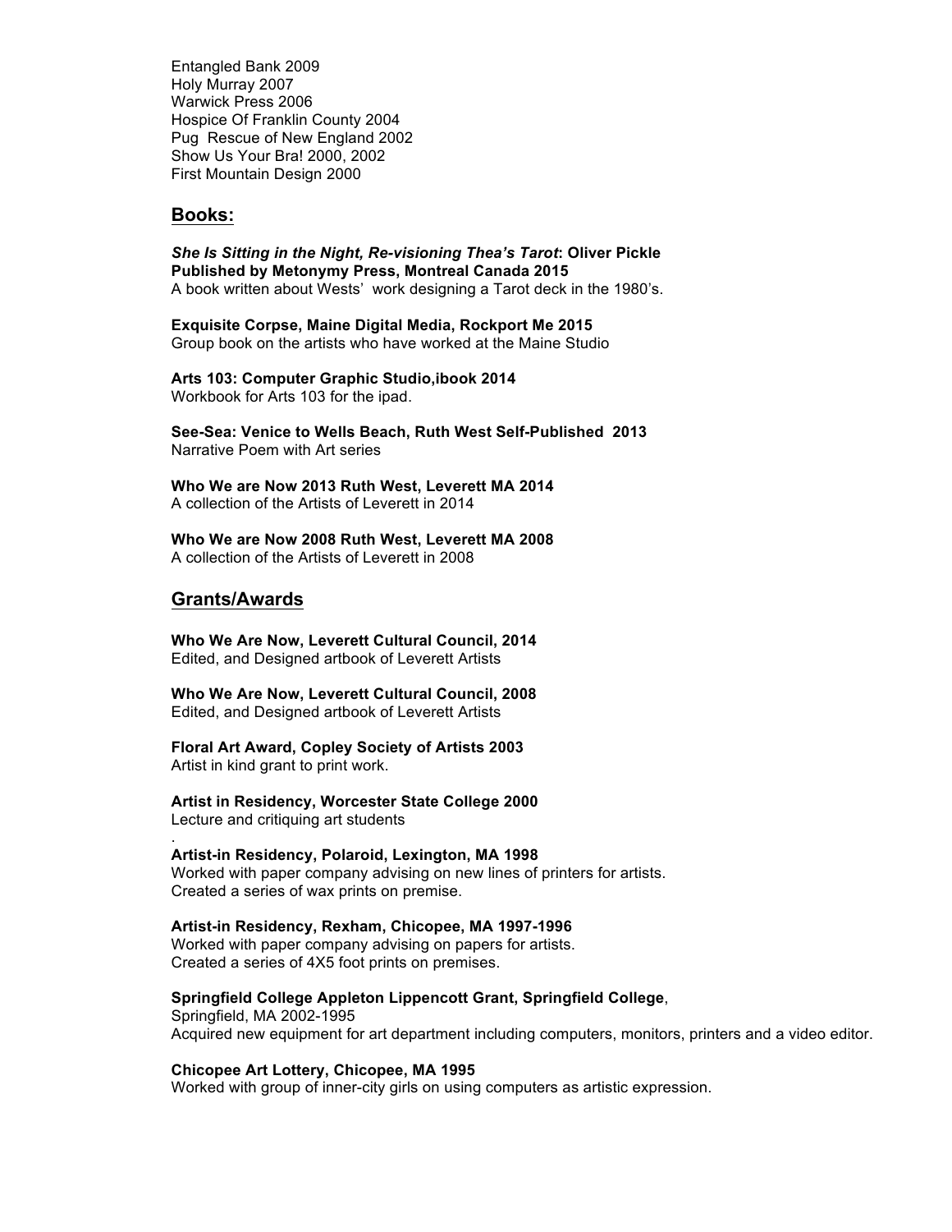Entangled Bank 2009
Holy Murray 2007
Warwick Press 2006
Hospice Of Franklin County 2004
Pug Rescue of New England 2002
Show Us Your Bra! 2000, 2002
First Mountain Design 2000

## Books:

***She Is Sitting in the Night, Re-visioning Thea's Tarot*: Oliver Pickle**
**Published by Metonymy Press, Montreal Canada 2015**
A book written about Wests' work designing a Tarot deck in the 1980's.

**Exquisite Corpse, Maine Digital Media, Rockport Me 2015**
Group book on the artists who have worked at the Maine Studio

**Arts 103: Computer Graphic Studio,ibook 2014**
Workbook for Arts 103 for the ipad.

**See-Sea: Venice to Wells Beach, Ruth West Self-Published 2013**
Narrative Poem with Art series

**Who We are Now 2013 Ruth West, Leverett MA 2014**
A collection of the Artists of Leverett in 2014

**Who We are Now 2008 Ruth West, Leverett MA 2008**
A collection of the Artists of Leverett in 2008

## Grants/Awards

**Who We Are Now, Leverett Cultural Council, 2014**
Edited, and Designed artbook of Leverett Artists

**Who We Are Now, Leverett Cultural Council, 2008**
Edited, and Designed artbook of Leverett Artists

**Floral Art Award, Copley Society of Artists 2003**
Artist in kind grant to print work.

**Artist in Residency, Worcester State College 2000**
Lecture and critiquing art students
.
**Artist-in Residency, Polaroid, Lexington, MA 1998**
Worked with paper company advising on new lines of printers for artists.
Created a series of wax prints on premise.

**Artist-in Residency, Rexham, Chicopee, MA 1997-1996**
Worked with paper company advising on papers for artists.
Created a series of 4X5 foot prints on premises.

**Springfield College Appleton Lippencott Grant, Springfield College**,
Springfield, MA 2002-1995
Acquired new equipment for art department including computers, monitors, printers and a video editor.

**Chicopee Art Lottery, Chicopee, MA 1995**
Worked with group of inner-city girls on using computers as artistic expression.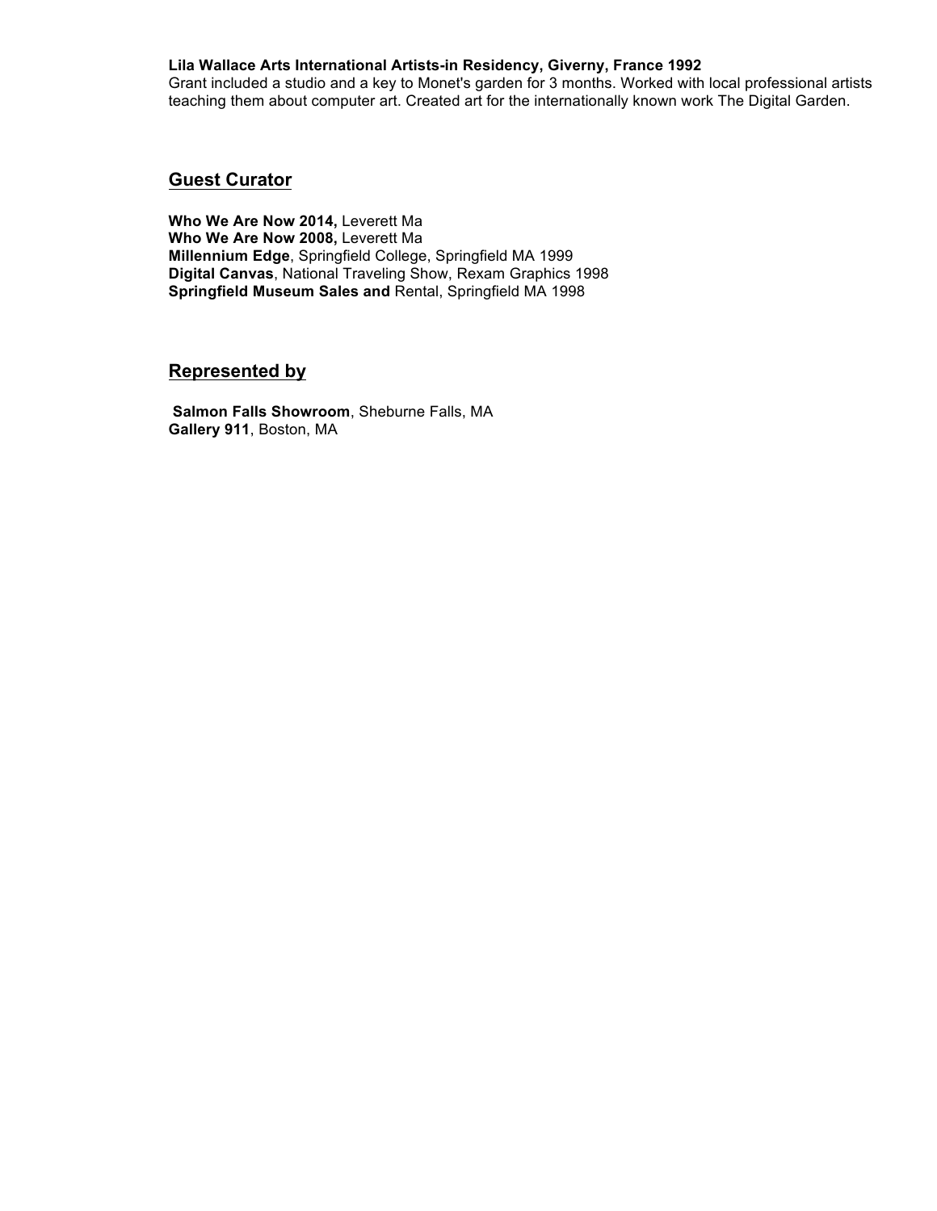**Lila Wallace Arts International Artists-in Residency, Giverny, France 1992**
Grant included a studio and a key to Monet's garden for 3 months. Worked with local professional artists teaching them about computer art. Created art for the internationally known work The Digital Garden.

## Guest Curator

**Who We Are Now 2014,** Leverett Ma
**Who We Are Now 2008,** Leverett Ma
**Millennium Edge**, Springfield College, Springfield MA 1999
**Digital Canvas**, National Traveling Show, Rexam Graphics 1998
**Springfield Museum Sales and** Rental, Springfield MA 1998

## Represented by

**Salmon Falls Showroom**, Sheburne Falls, MA
**Gallery 911**, Boston, MA